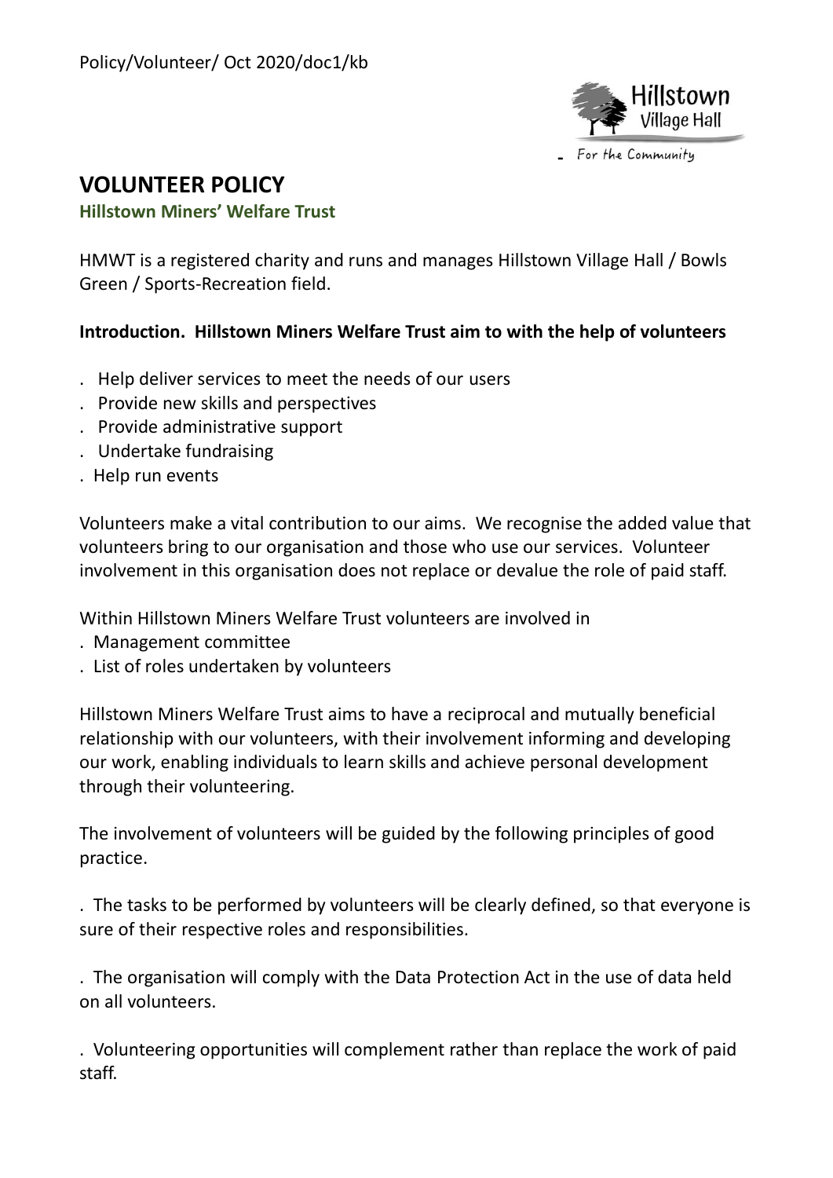Policy/Volunteer/ Oct 2020/doc1/kb

# VOLUNTEER POLICY

**Hillstown Miners' Welfare Trust**

HMWT is a registered charity and runs and manages Hillstown Village Hall / Bowls Green / Sports-Recreation field.

**Introduction. Hillstown Miners Welfare Trust aim to with the help of volunteers**

. Help deliver services to meet the needs of our users
. Provide new skills and perspectives
. Provide administrative support
. Undertake fundraising
. Help run events

Volunteers make a vital contribution to our aims. We recognise the added value that volunteers bring to our organisation and those who use our services. Volunteer involvement in this organisation does not replace or devalue the role of paid staff.

Within Hillstown Miners Welfare Trust volunteers are involved in
. Management committee
. List of roles undertaken by volunteers

Hillstown Miners Welfare Trust aims to have a reciprocal and mutually beneficial relationship with our volunteers, with their involvement informing and developing our work, enabling individuals to learn skills and achieve personal development through their volunteering.

The involvement of volunteers will be guided by the following principles of good practice.

. The tasks to be performed by volunteers will be clearly defined, so that everyone is sure of their respective roles and responsibilities.

. The organisation will comply with the Data Protection Act in the use of data held on all volunteers.

. Volunteering opportunities will complement rather than replace the work of paid staff.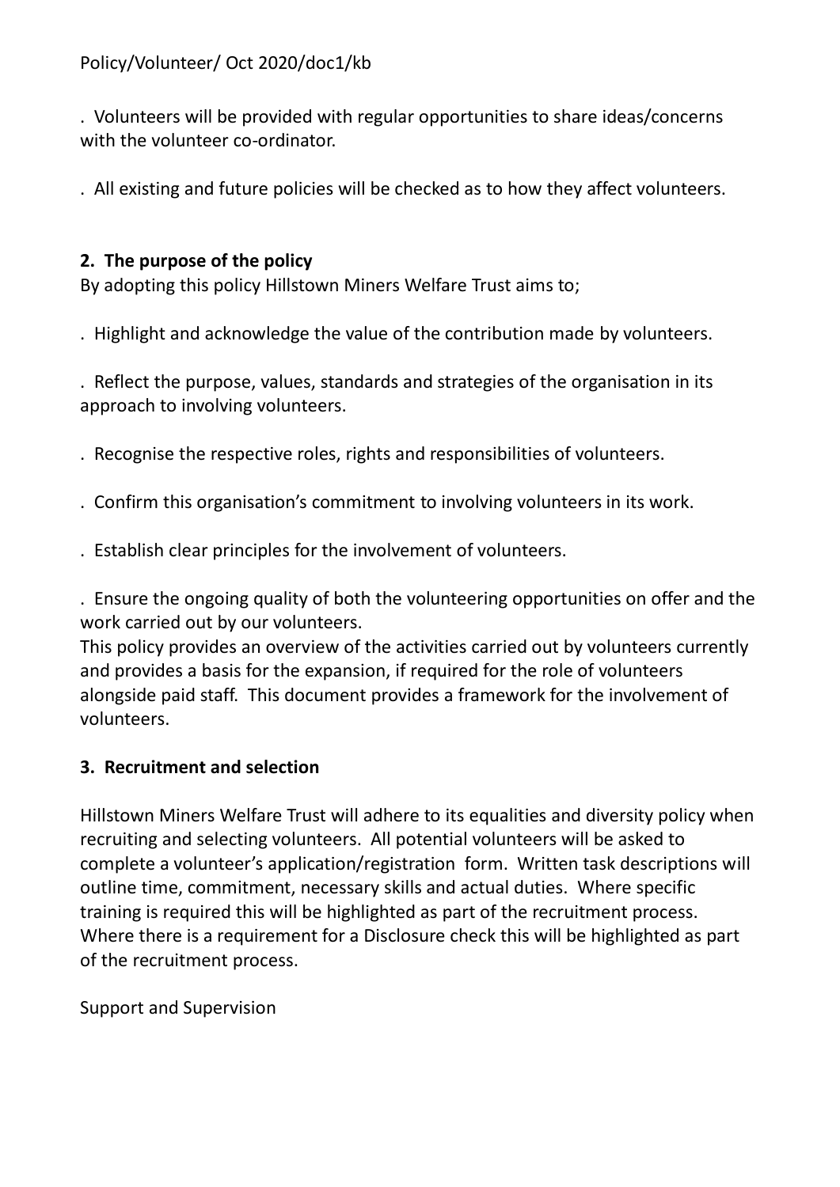. Volunteers will be provided with regular opportunities to share ideas/concerns with the volunteer co-ordinator.

. All existing and future policies will be checked as to how they affect volunteers.

## 2. The purpose of the policy

By adopting this policy Hillstown Miners Welfare Trust aims to;

. Highlight and acknowledge the value of the contribution made by volunteers.

. Reflect the purpose, values, standards and strategies of the organisation in its approach to involving volunteers.

. Recognise the respective roles, rights and responsibilities of volunteers.

. Confirm this organisation's commitment to involving volunteers in its work.

. Establish clear principles for the involvement of volunteers.

. Ensure the ongoing quality of both the volunteering opportunities on offer and the work carried out by our volunteers.

This policy provides an overview of the activities carried out by volunteers currently and provides a basis for the expansion, if required for the role of volunteers alongside paid staff. This document provides a framework for the involvement of volunteers.

## 3. Recruitment and selection

Hillstown Miners Welfare Trust will adhere to its equalities and diversity policy when recruiting and selecting volunteers. All potential volunteers will be asked to complete a volunteer's application/registration form. Written task descriptions will outline time, commitment, necessary skills and actual duties. Where specific training is required this will be highlighted as part of the recruitment process. Where there is a requirement for a Disclosure check this will be highlighted as part of the recruitment process.

Support and Supervision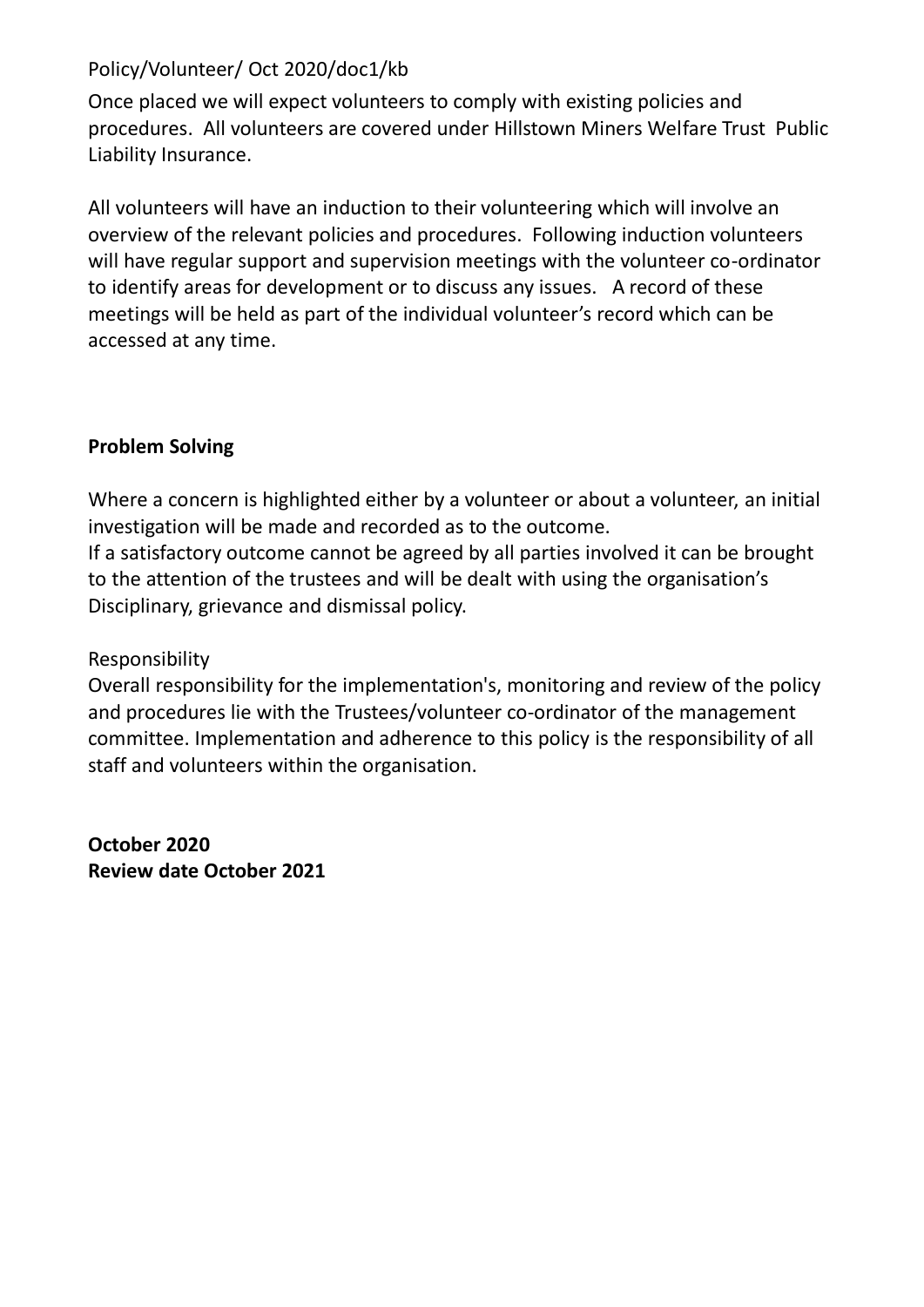Policy/Volunteer/ Oct 2020/doc1/kb

Once placed we will expect volunteers to comply with existing policies and procedures. All volunteers are covered under Hillstown Miners Welfare Trust Public Liability Insurance.

All volunteers will have an induction to their volunteering which will involve an overview of the relevant policies and procedures. Following induction volunteers will have regular support and supervision meetings with the volunteer co-ordinator to identify areas for development or to discuss any issues. A record of these meetings will be held as part of the individual volunteer's record which can be accessed at any time.

**Problem Solving**

Where a concern is highlighted either by a volunteer or about a volunteer, an initial investigation will be made and recorded as to the outcome.
If a satisfactory outcome cannot be agreed by all parties involved it can be brought to the attention of the trustees and will be dealt with using the organisation's Disciplinary, grievance and dismissal policy.

Responsibility
Overall responsibility for the implementation's, monitoring and review of the policy and procedures lie with the Trustees/volunteer co-ordinator of the management committee. Implementation and adherence to this policy is the responsibility of all staff and volunteers within the organisation.

**October 2020**
**Review date October 2021**